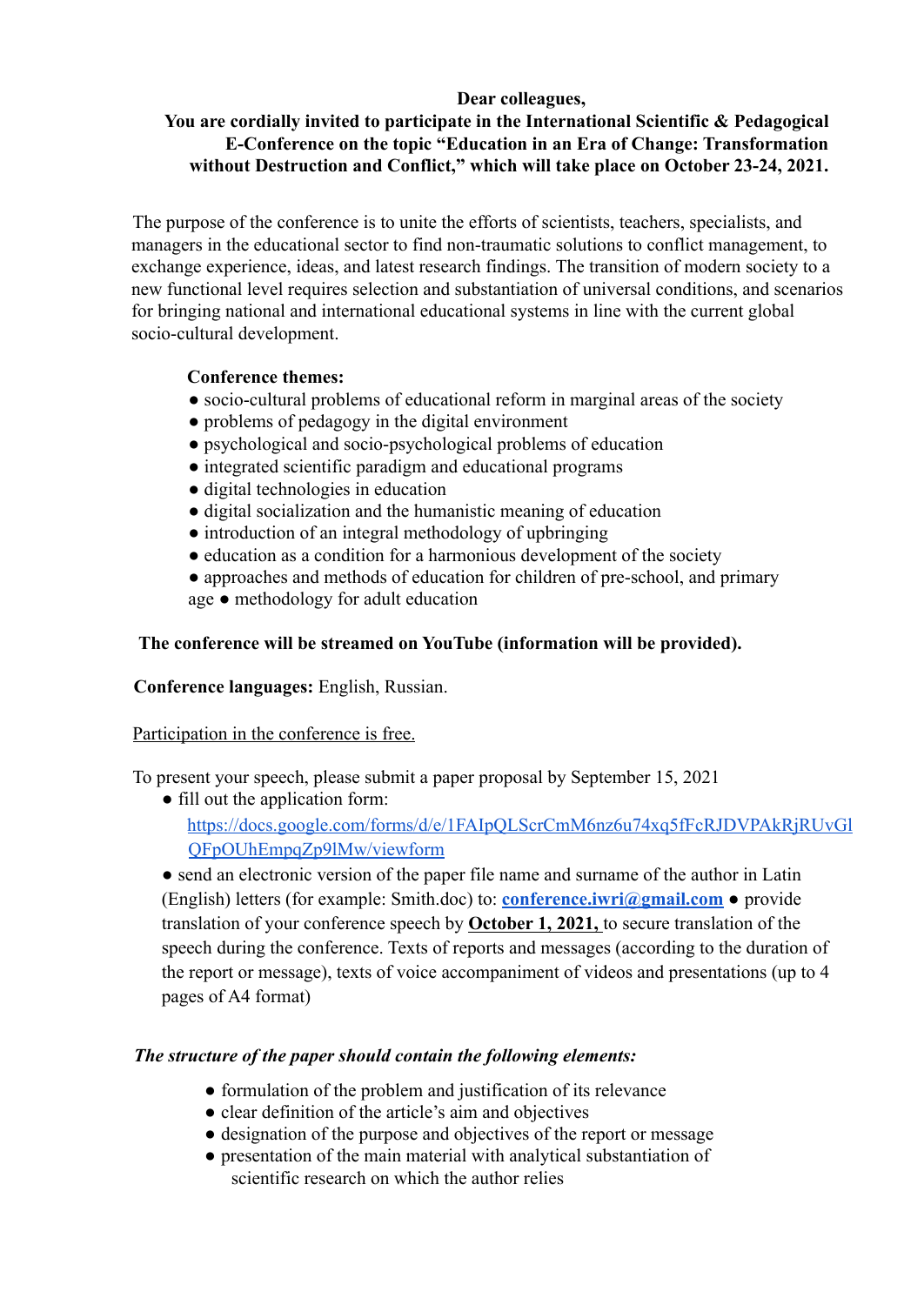**Dear colleagues,**

**You are cordially invited to participate in the International Scientific & Pedagogical E-Conference on the topic "Education in an Era of Change: Transformation without Destruction and Conflict," which will take place on October 23-24, 2021.**

The purpose of the conference is to unite the efforts of scientists, teachers, specialists, and managers in the educational sector to find non-traumatic solutions to conflict management, to exchange experience, ideas, and latest research findings. The transition of modern society to a new functional level requires selection and substantiation of universal conditions, and scenarios for bringing national and international educational systems in line with the current global socio-cultural development.

**Conference themes:**

- socio-cultural problems of educational reform in marginal areas of the society
- problems of pedagogy in the digital environment
- psychological and socio-psychological problems of education
- integrated scientific paradigm and educational programs
- digital technologies in education
- digital socialization and the humanistic meaning of education
- introduction of an integral methodology of upbringing
- education as a condition for a harmonious development of the society
- approaches and methods of education for children of pre-school, and primary age
- methodology for adult education

**The conference will be streamed on YouTube (information will be provided).**

**Conference languages:** English, Russian.

Participation in the conference is free.

To present your speech, please submit a paper proposal by September 15, 2021

- fill out the application form: https://docs.google.com/forms/d/e/1FAIpQLScrCmM6nz6u74xq5fFcRJDVPAkRjRUvGlQFpOUhEmpqZp9lMw/viewform
- send an electronic version of the paper file name and surname of the author in Latin (English) letters (for example: Smith.doc) to: **conference.iwri@gmail.com**
- provide translation of your conference speech by **October 1, 2021,** to secure translation of the speech during the conference. Texts of reports and messages (according to the duration of the report or message), texts of voice accompaniment of videos and presentations (up to 4 pages of A4 format)

***The structure of the paper should contain the following elements:***

- formulation of the problem and justification of its relevance
- clear definition of the article's aim and objectives
- designation of the purpose and objectives of the report or message
- presentation of the main material with analytical substantiation of scientific research on which the author relies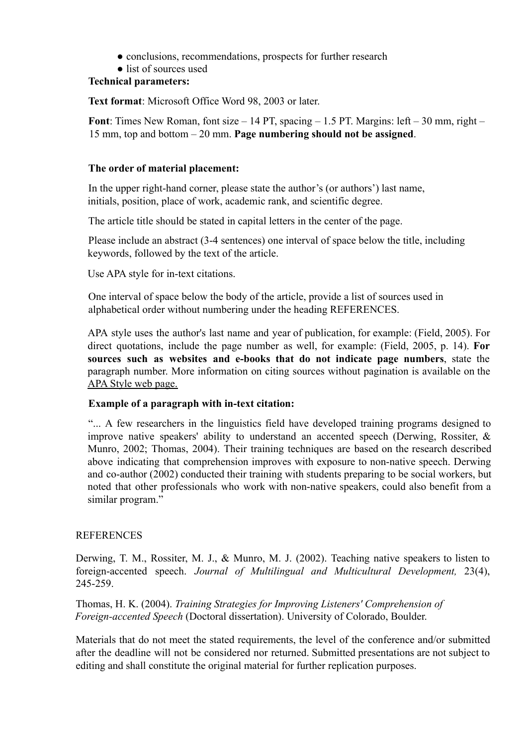- conclusions, recommendations, prospects for further research
- list of sources used

**Technical parameters:**

**Text format**: Microsoft Office Word 98, 2003 or later.

**Font**: Times New Roman, font size – 14 PT, spacing – 1.5 PT. Margins: left – 30 mm, right – 15 mm, top and bottom – 20 mm. **Page numbering should not be assigned**.

**The order of material placement:**

In the upper right-hand corner, please state the author's (or authors') last name, initials, position, place of work, academic rank, and scientific degree.

The article title should be stated in capital letters in the center of the page.

Please include an abstract (3-4 sentences) one interval of space below the title, including keywords, followed by the text of the article.

Use APA style for in-text citations.

One interval of space below the body of the article, provide a list of sources used in alphabetical order without numbering under the heading REFERENCES.

APA style uses the author's last name and year of publication, for example: (Field, 2005). For direct quotations, include the page number as well, for example: (Field, 2005, p. 14). **For sources such as websites and e-books that do not indicate page numbers**, state the paragraph number. More information on citing sources without pagination is available on the APA Style web page.

**Example of a paragraph with in-text citation:**

"... A few researchers in the linguistics field have developed training programs designed to improve native speakers' ability to understand an accented speech (Derwing, Rossiter, & Munro, 2002; Thomas, 2004). Their training techniques are based on the research described above indicating that comprehension improves with exposure to non-native speech. Derwing and co-author (2002) conducted their training with students preparing to be social workers, but noted that other professionals who work with non-native speakers, could also benefit from a similar program."

REFERENCES

Derwing, T. M., Rossiter, M. J., & Munro, M. J. (2002). Teaching native speakers to listen to foreign-accented speech. *Journal of Multilingual and Multicultural Development,* 23(4), 245-259.

Thomas, H. K. (2004). *Training Strategies for Improving Listeners' Comprehension of Foreign-accented Speech* (Doctoral dissertation). University of Colorado, Boulder.

Materials that do not meet the stated requirements, the level of the conference and/or submitted after the deadline will not be considered nor returned. Submitted presentations are not subject to editing and shall constitute the original material for further replication purposes.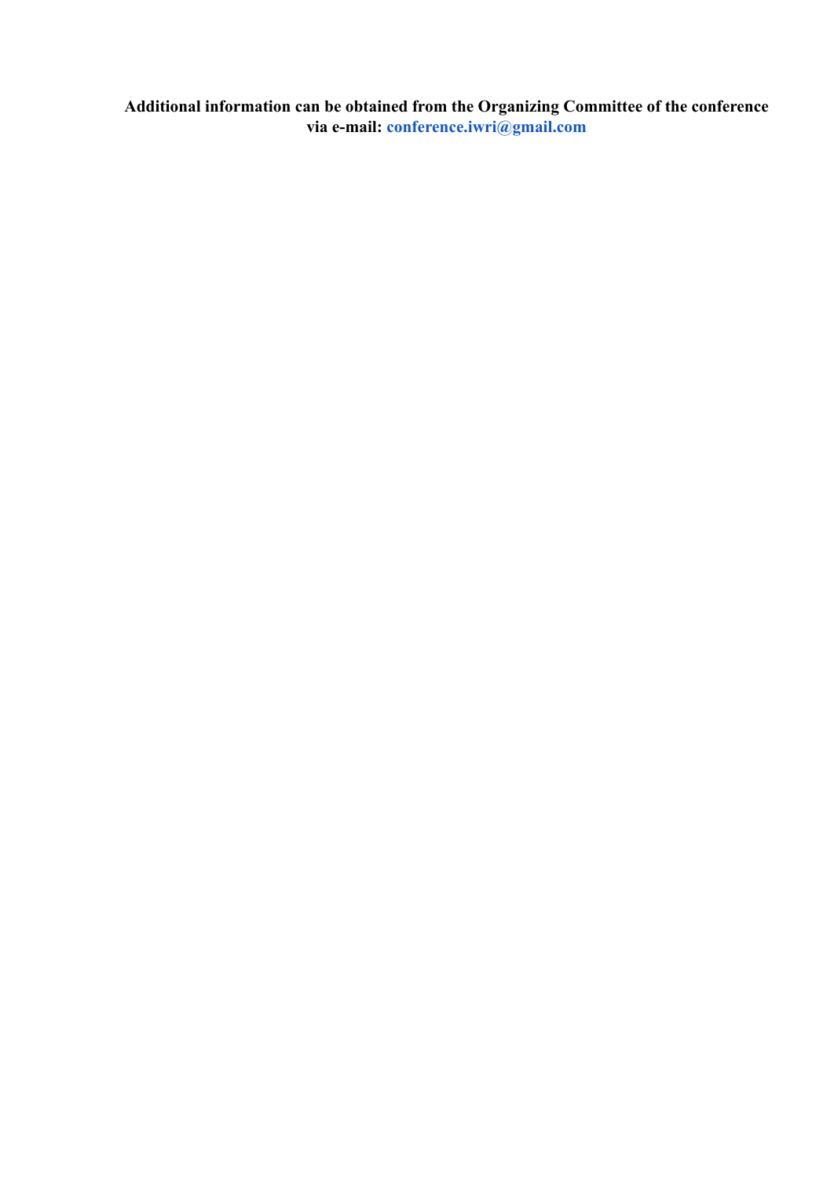**Additional information can be obtained from the Organizing Committee of the conference via e-mail: conference.iwri@gmail.com**